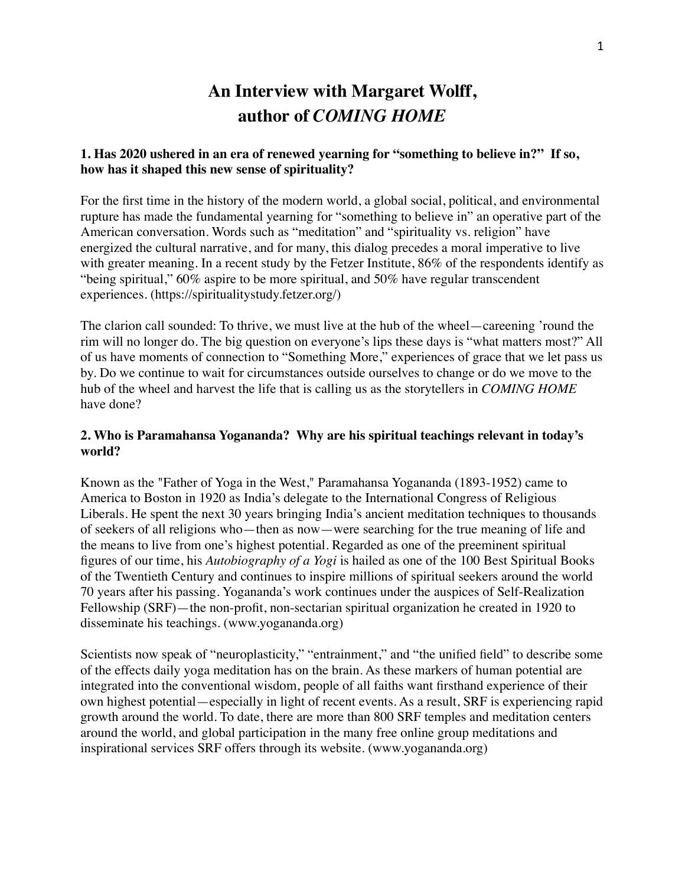# An Interview with Margaret Wolff,
# author of *COMING HOME*

### 1. Has 2020 ushered in an era of renewed yearning for "something to believe in?" If so, how has it shaped this new sense of spirituality?

For the first time in the history of the modern world, a global social, political, and environmental rupture has made the fundamental yearning for "something to believe in" an operative part of the American conversation. Words such as "meditation" and "spirituality vs. religion" have energized the cultural narrative, and for many, this dialog precedes a moral imperative to live with greater meaning. In a recent study by the Fetzer Institute, 86% of the respondents identify as "being spiritual," 60% aspire to be more spiritual, and 50% have regular transcendent experiences. (https://spiritualitystudy.fetzer.org/)

The clarion call sounded: To thrive, we must live at the hub of the wheel—careening 'round the rim will no longer do. The big question on everyone's lips these days is "what matters most?" All of us have moments of connection to "Something More," experiences of grace that we let pass us by. Do we continue to wait for circumstances outside ourselves to change or do we move to the hub of the wheel and harvest the life that is calling us as the storytellers in *COMING HOME* have done?

### 2. Who is Paramahansa Yogananda? Why are his spiritual teachings relevant in today's world?

Known as the "Father of Yoga in the West," Paramahansa Yogananda (1893-1952) came to America to Boston in 1920 as India's delegate to the International Congress of Religious Liberals. He spent the next 30 years bringing India's ancient meditation techniques to thousands of seekers of all religions who—then as now—were searching for the true meaning of life and the means to live from one's highest potential. Regarded as one of the preeminent spiritual figures of our time, his *Autobiography of a Yogi* is hailed as one of the 100 Best Spiritual Books of the Twentieth Century and continues to inspire millions of spiritual seekers around the world 70 years after his passing. Yogananda's work continues under the auspices of Self-Realization Fellowship (SRF)—the non-profit, non-sectarian spiritual organization he created in 1920 to disseminate his teachings. (www.yogananda.org)

Scientists now speak of "neuroplasticity," "entrainment," and "the unified field" to describe some of the effects daily yoga meditation has on the brain. As these markers of human potential are integrated into the conventional wisdom, people of all faiths want firsthand experience of their own highest potential—especially in light of recent events. As a result, SRF is experiencing rapid growth around the world. To date, there are more than 800 SRF temples and meditation centers around the world, and global participation in the many free online group meditations and inspirational services SRF offers through its website. (www.yogananda.org)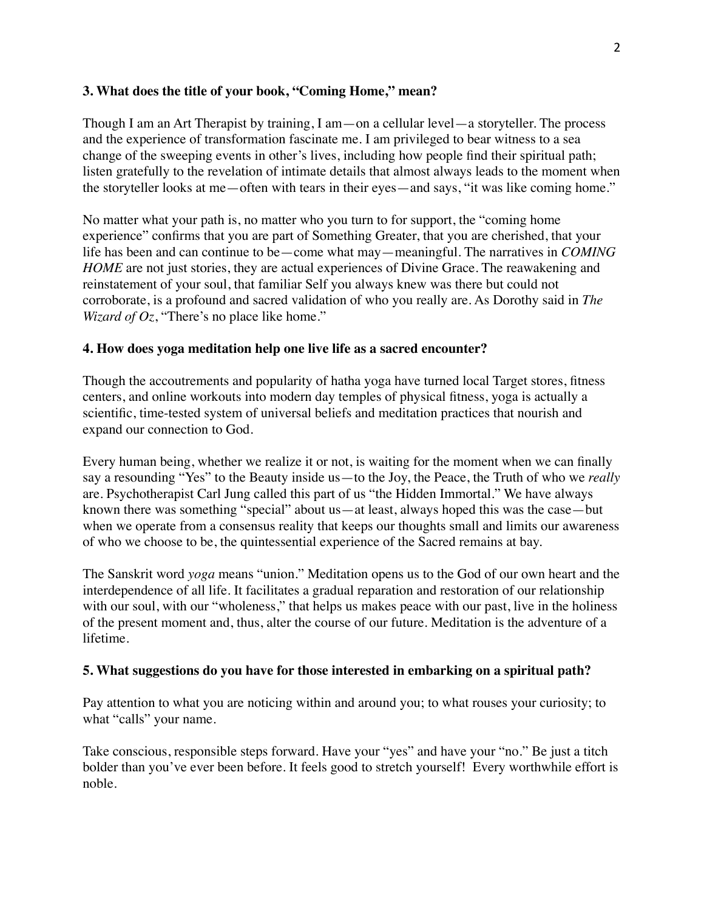**3. What does the title of your book, "Coming Home," mean?**

Though I am an Art Therapist by training, I am—on a cellular level—a storyteller. The process and the experience of transformation fascinate me. I am privileged to bear witness to a sea change of the sweeping events in other's lives, including how people find their spiritual path; listen gratefully to the revelation of intimate details that almost always leads to the moment when the storyteller looks at me—often with tears in their eyes—and says, "it was like coming home."

No matter what your path is, no matter who you turn to for support, the "coming home experience" confirms that you are part of Something Greater, that you are cherished, that your life has been and can continue to be—come what may—meaningful. The narratives in *COMING HOME* are not just stories, they are actual experiences of Divine Grace. The reawakening and reinstatement of your soul, that familiar Self you always knew was there but could not corroborate, is a profound and sacred validation of who you really are. As Dorothy said in *The Wizard of Oz*, "There's no place like home."

**4. How does yoga meditation help one live life as a sacred encounter?**

Though the accoutrements and popularity of hatha yoga have turned local Target stores, fitness centers, and online workouts into modern day temples of physical fitness, yoga is actually a scientific, time-tested system of universal beliefs and meditation practices that nourish and expand our connection to God.

Every human being, whether we realize it or not, is waiting for the moment when we can finally say a resounding "Yes" to the Beauty inside us—to the Joy, the Peace, the Truth of who we *really* are. Psychotherapist Carl Jung called this part of us "the Hidden Immortal." We have always known there was something "special" about us—at least, always hoped this was the case—but when we operate from a consensus reality that keeps our thoughts small and limits our awareness of who we choose to be, the quintessential experience of the Sacred remains at bay.

The Sanskrit word *yoga* means "union." Meditation opens us to the God of our own heart and the interdependence of all life. It facilitates a gradual reparation and restoration of our relationship with our soul, with our "wholeness," that helps us makes peace with our past, live in the holiness of the present moment and, thus, alter the course of our future. Meditation is the adventure of a lifetime.

**5. What suggestions do you have for those interested in embarking on a spiritual path?**

Pay attention to what you are noticing within and around you; to what rouses your curiosity; to what "calls" your name.

Take conscious, responsible steps forward. Have your "yes" and have your "no." Be just a titch bolder than you've ever been before. It feels good to stretch yourself! Every worthwhile effort is noble.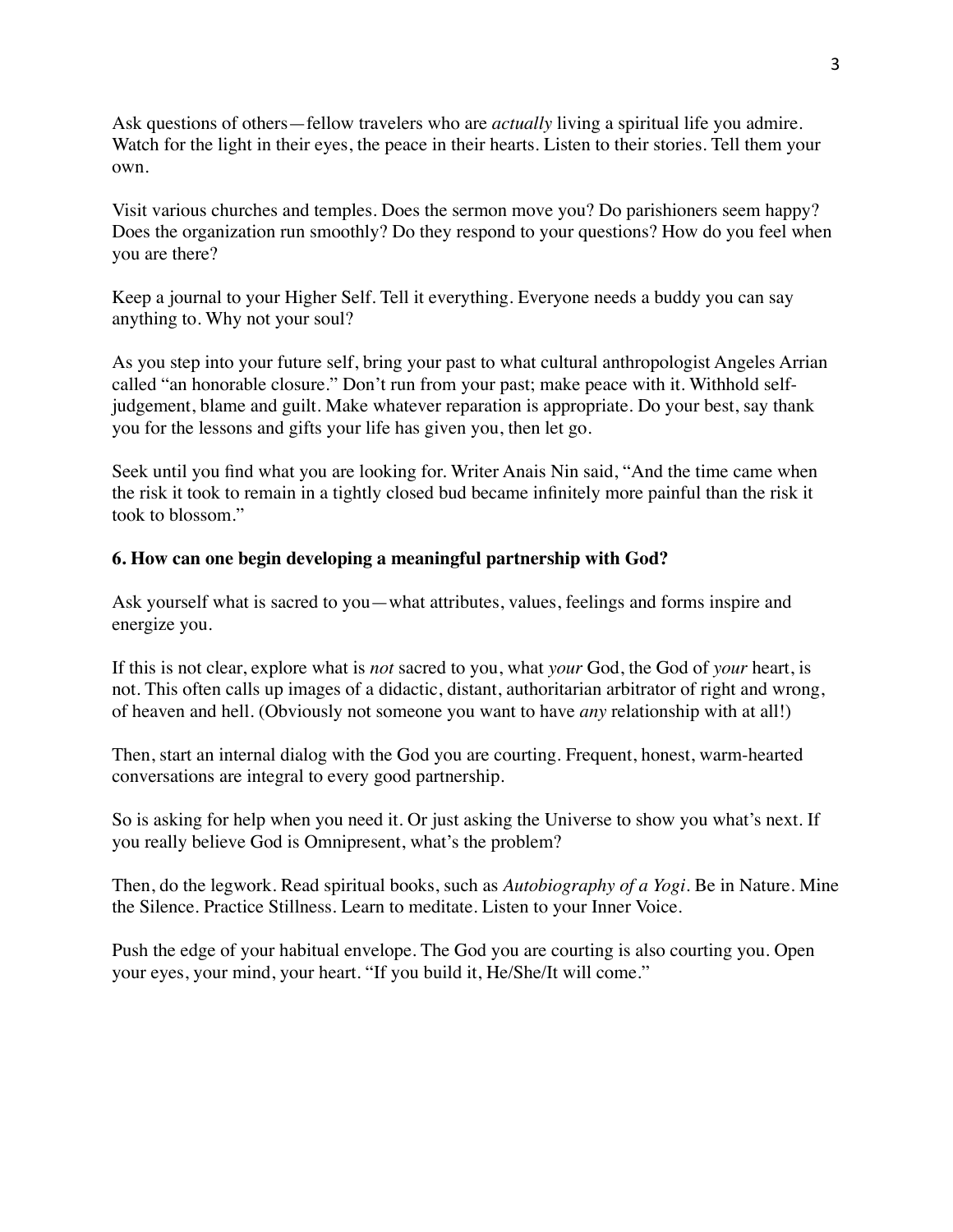Ask questions of others—fellow travelers who are *actually* living a spiritual life you admire. Watch for the light in their eyes, the peace in their hearts. Listen to their stories. Tell them your own.

Visit various churches and temples. Does the sermon move you? Do parishioners seem happy? Does the organization run smoothly? Do they respond to your questions? How do you feel when you are there?

Keep a journal to your Higher Self. Tell it everything. Everyone needs a buddy you can say anything to. Why not your soul?

As you step into your future self, bring your past to what cultural anthropologist Angeles Arrian called "an honorable closure." Don't run from your past; make peace with it. Withhold self-judgement, blame and guilt. Make whatever reparation is appropriate. Do your best, say thank you for the lessons and gifts your life has given you, then let go.

Seek until you find what you are looking for. Writer Anais Nin said, "And the time came when the risk it took to remain in a tightly closed bud became infinitely more painful than the risk it took to blossom."

**6. How can one begin developing a meaningful partnership with God?**

Ask yourself what is sacred to you—what attributes, values, feelings and forms inspire and energize you.

If this is not clear, explore what is *not* sacred to you, what *your* God, the God of *your* heart, is not. This often calls up images of a didactic, distant, authoritarian arbitrator of right and wrong, of heaven and hell. (Obviously not someone you want to have *any* relationship with at all!)

Then, start an internal dialog with the God you are courting. Frequent, honest, warm-hearted conversations are integral to every good partnership.

So is asking for help when you need it. Or just asking the Universe to show you what's next. If you really believe God is Omnipresent, what's the problem?

Then, do the legwork. Read spiritual books, such as *Autobiography of a Yogi*. Be in Nature. Mine the Silence. Practice Stillness. Learn to meditate. Listen to your Inner Voice.

Push the edge of your habitual envelope. The God you are courting is also courting you. Open your eyes, your mind, your heart. "If you build it, He/She/It will come."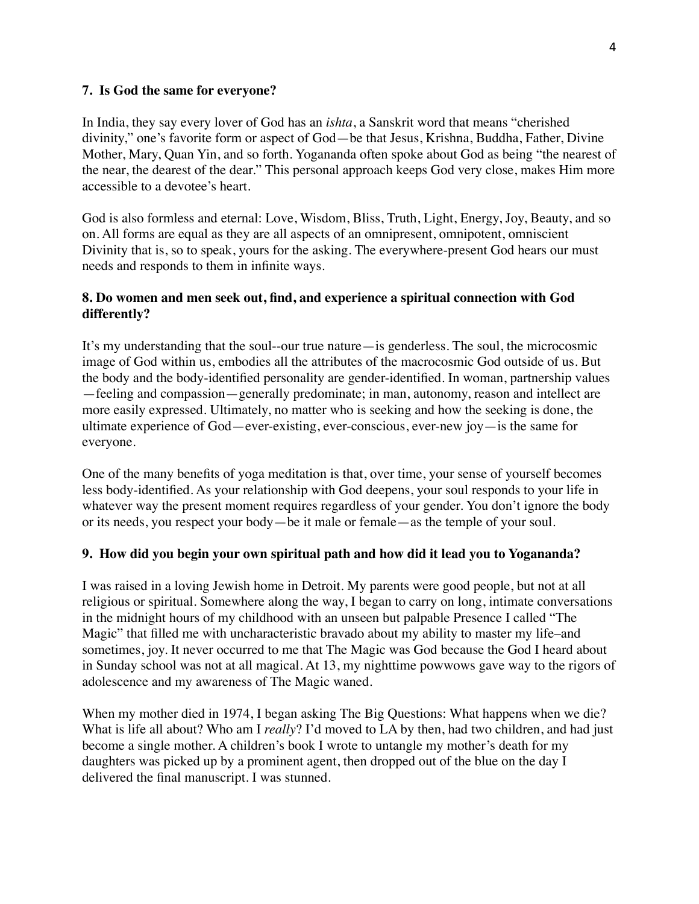**7. Is God the same for everyone?**

In India, they say every lover of God has an *ishta*, a Sanskrit word that means "cherished divinity," one's favorite form or aspect of God—be that Jesus, Krishna, Buddha, Father, Divine Mother, Mary, Quan Yin, and so forth. Yogananda often spoke about God as being "the nearest of the near, the dearest of the dear." This personal approach keeps God very close, makes Him more accessible to a devotee's heart.

God is also formless and eternal: Love, Wisdom, Bliss, Truth, Light, Energy, Joy, Beauty, and so on. All forms are equal as they are all aspects of an omnipresent, omnipotent, omniscient Divinity that is, so to speak, yours for the asking. The everywhere-present God hears our must needs and responds to them in infinite ways.

**8. Do women and men seek out, find, and experience a spiritual connection with God differently?**

It's my understanding that the soul--our true nature—is genderless. The soul, the microcosmic image of God within us, embodies all the attributes of the macrocosmic God outside of us. But the body and the body-identified personality are gender-identified. In woman, partnership values—feeling and compassion—generally predominate; in man, autonomy, reason and intellect are more easily expressed. Ultimately, no matter who is seeking and how the seeking is done, the ultimate experience of God—ever-existing, ever-conscious, ever-new joy—is the same for everyone.

One of the many benefits of yoga meditation is that, over time, your sense of yourself becomes less body-identified. As your relationship with God deepens, your soul responds to your life in whatever way the present moment requires regardless of your gender. You don't ignore the body or its needs, you respect your body—be it male or female—as the temple of your soul.

**9. How did you begin your own spiritual path and how did it lead you to Yogananda?**

I was raised in a loving Jewish home in Detroit. My parents were good people, but not at all religious or spiritual. Somewhere along the way, I began to carry on long, intimate conversations in the midnight hours of my childhood with an unseen but palpable Presence I called "The Magic" that filled me with uncharacteristic bravado about my ability to master my life–and sometimes, joy. It never occurred to me that The Magic was God because the God I heard about in Sunday school was not at all magical. At 13, my nighttime powwows gave way to the rigors of adolescence and my awareness of The Magic waned.

When my mother died in 1974, I began asking The Big Questions: What happens when we die? What is life all about? Who am I *really*? I'd moved to LA by then, had two children, and had just become a single mother. A children's book I wrote to untangle my mother's death for my daughters was picked up by a prominent agent, then dropped out of the blue on the day I delivered the final manuscript. I was stunned.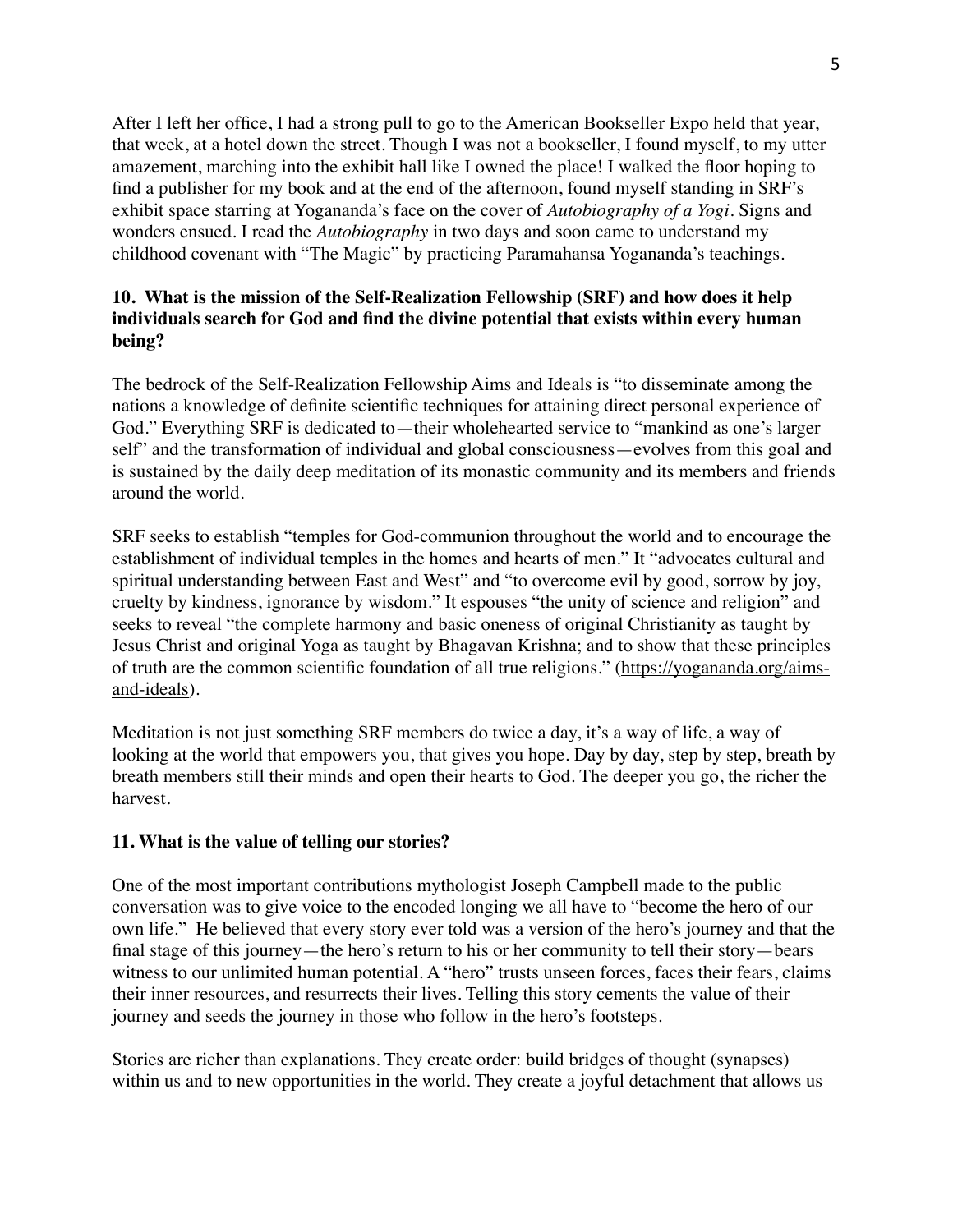After I left her office, I had a strong pull to go to the American Bookseller Expo held that year, that week, at a hotel down the street. Though I was not a bookseller, I found myself, to my utter amazement, marching into the exhibit hall like I owned the place! I walked the floor hoping to find a publisher for my book and at the end of the afternoon, found myself standing in SRF's exhibit space starring at Yogananda's face on the cover of *Autobiography of a Yogi*. Signs and wonders ensued. I read the *Autobiography* in two days and soon came to understand my childhood covenant with "The Magic" by practicing Paramahansa Yogananda's teachings.

**10. What is the mission of the Self-Realization Fellowship (SRF) and how does it help individuals search for God and find the divine potential that exists within every human being?**

The bedrock of the Self-Realization Fellowship Aims and Ideals is "to disseminate among the nations a knowledge of definite scientific techniques for attaining direct personal experience of God." Everything SRF is dedicated to—their wholehearted service to "mankind as one's larger self" and the transformation of individual and global consciousness—evolves from this goal and is sustained by the daily deep meditation of its monastic community and its members and friends around the world.

SRF seeks to establish "temples for God-communion throughout the world and to encourage the establishment of individual temples in the homes and hearts of men." It "advocates cultural and spiritual understanding between East and West" and "to overcome evil by good, sorrow by joy, cruelty by kindness, ignorance by wisdom." It espouses "the unity of science and religion" and seeks to reveal "the complete harmony and basic oneness of original Christianity as taught by Jesus Christ and original Yoga as taught by Bhagavan Krishna; and to show that these principles of truth are the common scientific foundation of all true religions." (https://yogananda.org/aims-and-ideals).

Meditation is not just something SRF members do twice a day, it's a way of life, a way of looking at the world that empowers you, that gives you hope. Day by day, step by step, breath by breath members still their minds and open their hearts to God. The deeper you go, the richer the harvest.

**11. What is the value of telling our stories?**

One of the most important contributions mythologist Joseph Campbell made to the public conversation was to give voice to the encoded longing we all have to "become the hero of our own life." He believed that every story ever told was a version of the hero's journey and that the final stage of this journey—the hero's return to his or her community to tell their story—bears witness to our unlimited human potential. A "hero" trusts unseen forces, faces their fears, claims their inner resources, and resurrects their lives. Telling this story cements the value of their journey and seeds the journey in those who follow in the hero's footsteps.

Stories are richer than explanations. They create order: build bridges of thought (synapses) within us and to new opportunities in the world. They create a joyful detachment that allows us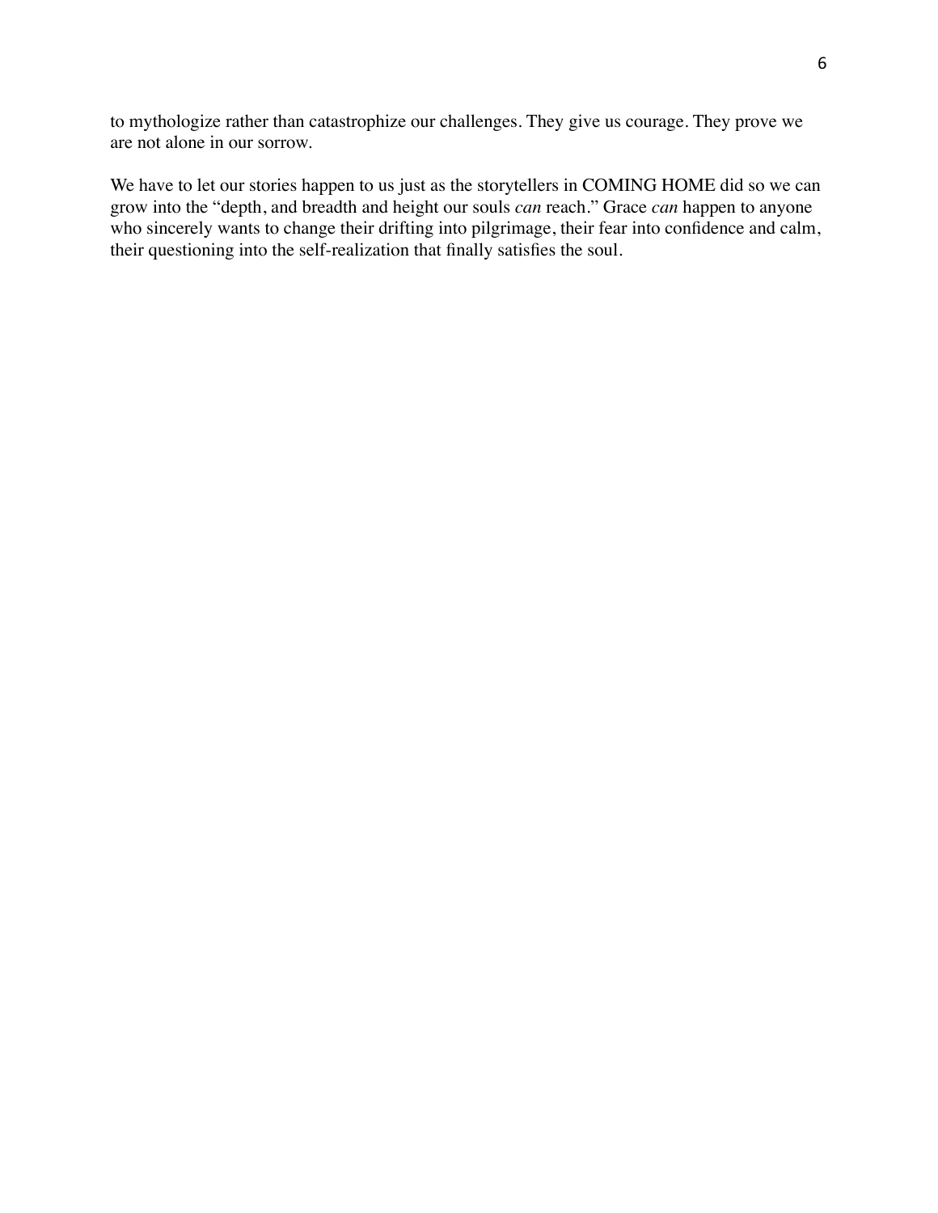to mythologize rather than catastrophize our challenges. They give us courage. They prove we are not alone in our sorrow.

We have to let our stories happen to us just as the storytellers in COMING HOME did so we can grow into the "depth, and breadth and height our souls *can* reach." Grace *can* happen to anyone who sincerely wants to change their drifting into pilgrimage, their fear into confidence and calm, their questioning into the self-realization that finally satisfies the soul.